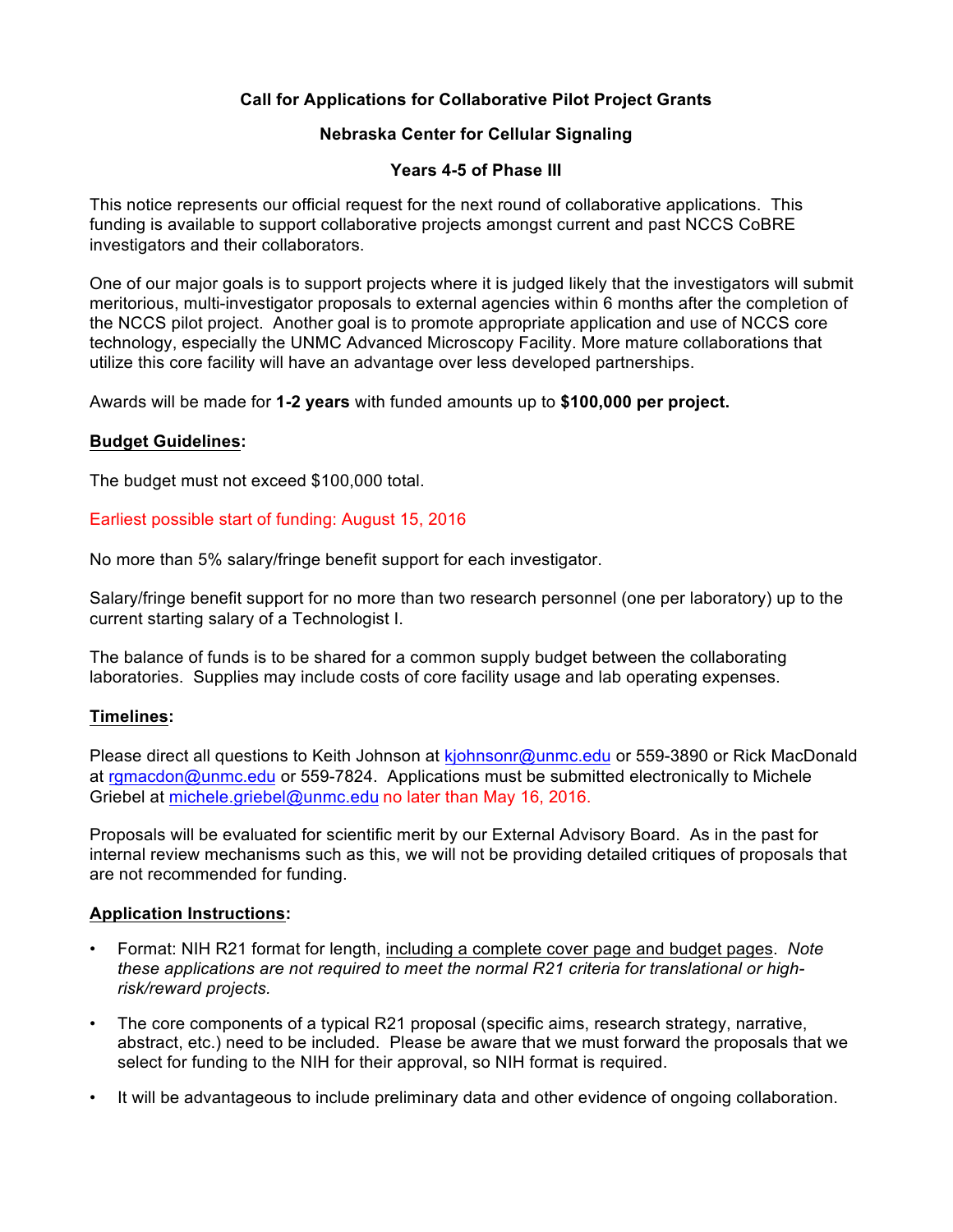**Call for Applications for Collaborative Pilot Project Grants**

**Nebraska Center for Cellular Signaling**

**Years 4-5 of Phase III**

This notice represents our official request for the next round of collaborative applications. This funding is available to support collaborative projects amongst current and past NCCS CoBRE investigators and their collaborators.

One of our major goals is to support projects where it is judged likely that the investigators will submit meritorious, multi-investigator proposals to external agencies within 6 months after the completion of the NCCS pilot project. Another goal is to promote appropriate application and use of NCCS core technology, especially the UNMC Advanced Microscopy Facility. More mature collaborations that utilize this core facility will have an advantage over less developed partnerships.

Awards will be made for **1-2 years** with funded amounts up to **$100,000 per project.**

**Budget Guidelines:**

The budget must not exceed $100,000 total.

Earliest possible start of funding: August 15, 2016

No more than 5% salary/fringe benefit support for each investigator.

Salary/fringe benefit support for no more than two research personnel (one per laboratory) up to the current starting salary of a Technologist I.

The balance of funds is to be shared for a common supply budget between the collaborating laboratories. Supplies may include costs of core facility usage and lab operating expenses.

**Timelines:**

Please direct all questions to Keith Johnson at kjohnsonr@unmc.edu or 559-3890 or Rick MacDonald at rgmacdon@unmc.edu or 559-7824. Applications must be submitted electronically to Michele Griebel at michele.griebel@unmc.edu no later than May 16, 2016.

Proposals will be evaluated for scientific merit by our External Advisory Board. As in the past for internal review mechanisms such as this, we will not be providing detailed critiques of proposals that are not recommended for funding.

**Application Instructions:**

- Format: NIH R21 format for length, including a complete cover page and budget pages. *Note these applications are not required to meet the normal R21 criteria for translational or high-risk/reward projects.*
- The core components of a typical R21 proposal (specific aims, research strategy, narrative, abstract, etc.) need to be included. Please be aware that we must forward the proposals that we select for funding to the NIH for their approval, so NIH format is required.
- It will be advantageous to include preliminary data and other evidence of ongoing collaboration.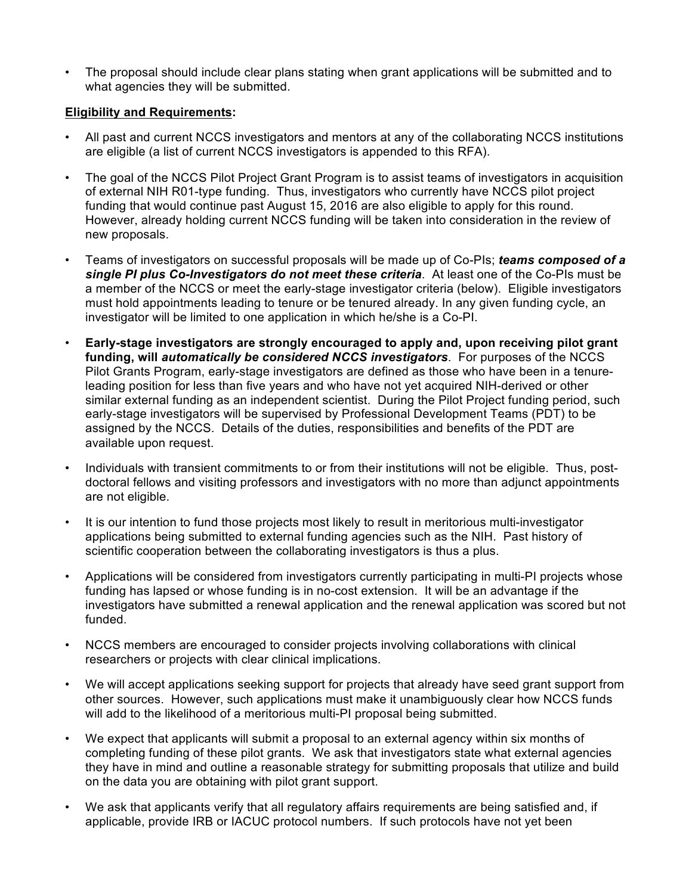- The proposal should include clear plans stating when grant applications will be submitted and to what agencies they will be submitted.

**<u>Eligibility and Requirements</u>:**

- All past and current NCCS investigators and mentors at any of the collaborating NCCS institutions are eligible (a list of current NCCS investigators is appended to this RFA).
- The goal of the NCCS Pilot Project Grant Program is to assist teams of investigators in acquisition of external NIH R01-type funding. Thus, investigators who currently have NCCS pilot project funding that would continue past August 15, 2016 are also eligible to apply for this round. However, already holding current NCCS funding will be taken into consideration in the review of new proposals.
- Teams of investigators on successful proposals will be made up of Co-PIs; ***teams composed of a single PI plus Co-Investigators do not meet these criteria***. At least one of the Co-PIs must be a member of the NCCS or meet the early-stage investigator criteria (below). Eligible investigators must hold appointments leading to tenure or be tenured already. In any given funding cycle, an investigator will be limited to one application in which he/she is a Co-PI.
- **Early-stage investigators are strongly encouraged to apply and, upon receiving pilot grant funding, will *automatically be considered NCCS investigators***. For purposes of the NCCS Pilot Grants Program, early-stage investigators are defined as those who have been in a tenure-leading position for less than five years and who have not yet acquired NIH-derived or other similar external funding as an independent scientist. During the Pilot Project funding period, such early-stage investigators will be supervised by Professional Development Teams (PDT) to be assigned by the NCCS. Details of the duties, responsibilities and benefits of the PDT are available upon request.
- Individuals with transient commitments to or from their institutions will not be eligible. Thus, post-doctoral fellows and visiting professors and investigators with no more than adjunct appointments are not eligible.
- It is our intention to fund those projects most likely to result in meritorious multi-investigator applications being submitted to external funding agencies such as the NIH. Past history of scientific cooperation between the collaborating investigators is thus a plus.
- Applications will be considered from investigators currently participating in multi-PI projects whose funding has lapsed or whose funding is in no-cost extension. It will be an advantage if the investigators have submitted a renewal application and the renewal application was scored but not funded.
- NCCS members are encouraged to consider projects involving collaborations with clinical researchers or projects with clear clinical implications.
- We will accept applications seeking support for projects that already have seed grant support from other sources. However, such applications must make it unambiguously clear how NCCS funds will add to the likelihood of a meritorious multi-PI proposal being submitted.
- We expect that applicants will submit a proposal to an external agency within six months of completing funding of these pilot grants. We ask that investigators state what external agencies they have in mind and outline a reasonable strategy for submitting proposals that utilize and build on the data you are obtaining with pilot grant support.
- We ask that applicants verify that all regulatory affairs requirements are being satisfied and, if applicable, provide IRB or IACUC protocol numbers. If such protocols have not yet been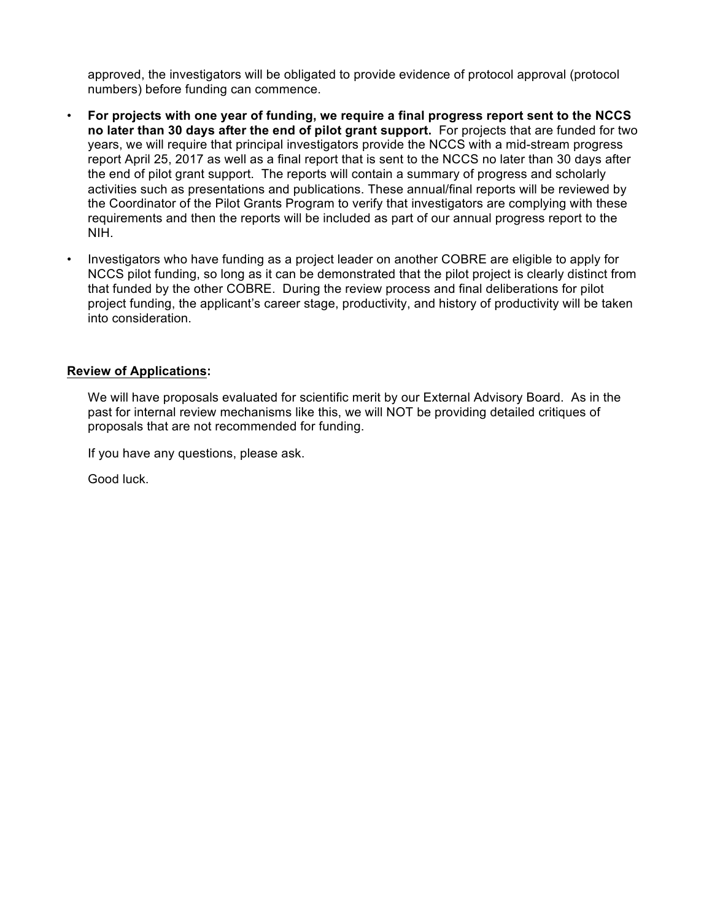approved, the investigators will be obligated to provide evidence of protocol approval (protocol numbers) before funding can commence.

- **For projects with one year of funding, we require a final progress report sent to the NCCS no later than 30 days after the end of pilot grant support.** For projects that are funded for two years, we will require that principal investigators provide the NCCS with a mid-stream progress report April 25, 2017 as well as a final report that is sent to the NCCS no later than 30 days after the end of pilot grant support. The reports will contain a summary of progress and scholarly activities such as presentations and publications. These annual/final reports will be reviewed by the Coordinator of the Pilot Grants Program to verify that investigators are complying with these requirements and then the reports will be included as part of our annual progress report to the NIH.
- Investigators who have funding as a project leader on another COBRE are eligible to apply for NCCS pilot funding, so long as it can be demonstrated that the pilot project is clearly distinct from that funded by the other COBRE. During the review process and final deliberations for pilot project funding, the applicant's career stage, productivity, and history of productivity will be taken into consideration.

**Review of Applications:**

We will have proposals evaluated for scientific merit by our External Advisory Board. As in the past for internal review mechanisms like this, we will NOT be providing detailed critiques of proposals that are not recommended for funding.

If you have any questions, please ask.

Good luck.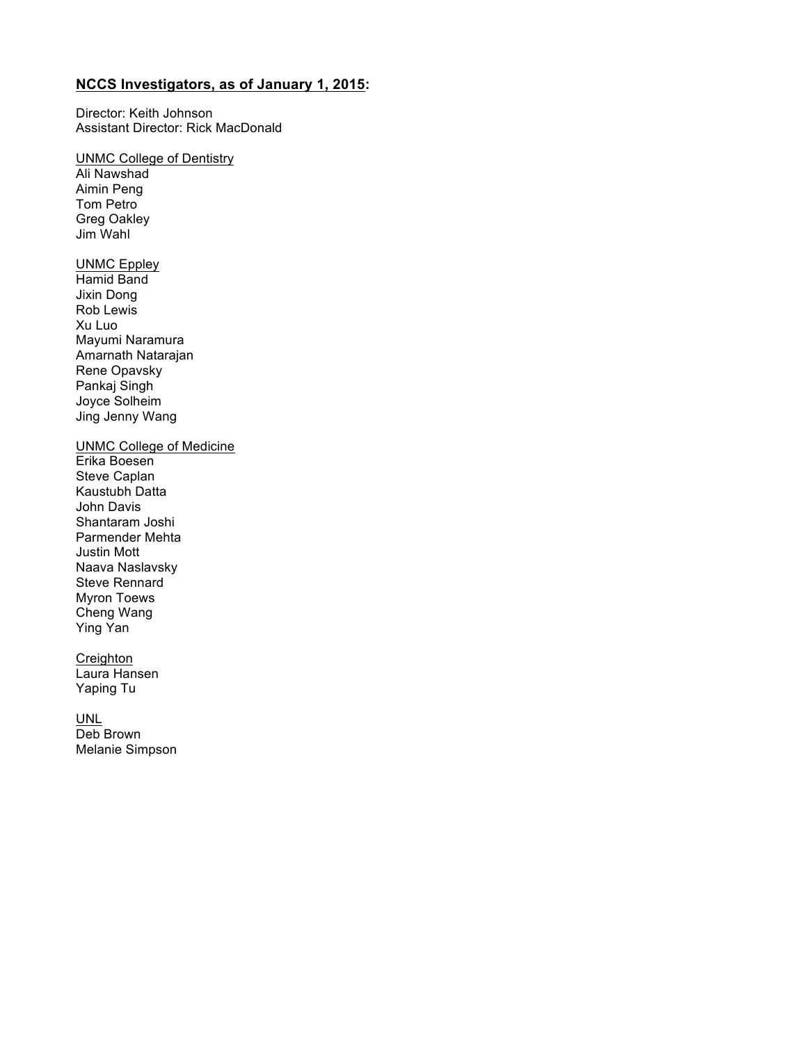**<u>NCCS Investigators, as of January 1, 2015</u>:**

Director: Keith Johnson
Assistant Director: Rick MacDonald

<u>UNMC College of Dentistry</u>
Ali Nawshad
Aimin Peng
Tom Petro
Greg Oakley
Jim Wahl

<u>UNMC Eppley</u>
Hamid Band
Jixin Dong
Rob Lewis
Xu Luo
Mayumi Naramura
Amarnath Natarajan
Rene Opavsky
Pankaj Singh
Joyce Solheim
Jing Jenny Wang

<u>UNMC College of Medicine</u>
Erika Boesen
Steve Caplan
Kaustubh Datta
John Davis
Shantaram Joshi
Parmender Mehta
Justin Mott
Naava Naslavsky
Steve Rennard
Myron Toews
Cheng Wang
Ying Yan

<u>Creighton</u>
Laura Hansen
Yaping Tu

<u>UNL</u>
Deb Brown
Melanie Simpson